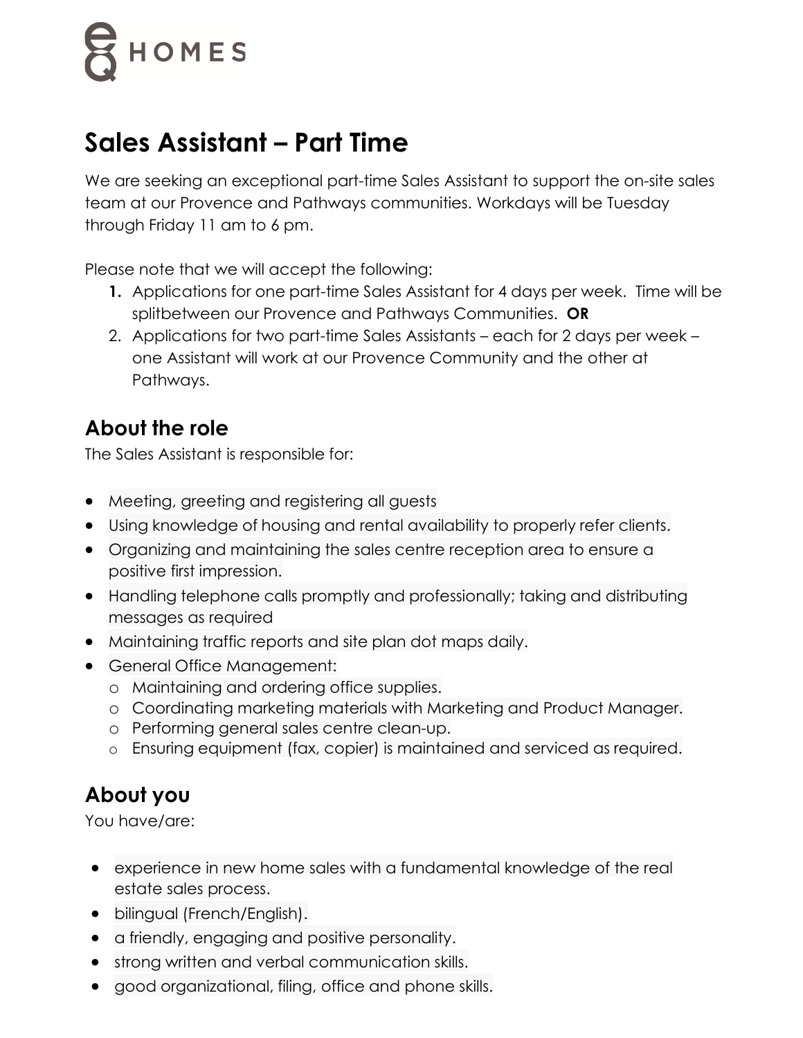EQ HOMES

# Sales Assistant – Part Time

We are seeking an exceptional part-time Sales Assistant to support the on-site sales team at our Provence and Pathways communities. Workdays will be Tuesday through Friday 11 am to 6 pm.

Please note that we will accept the following:

1. Applications for one part-time Sales Assistant for 4 days per week. Time will be splitbetween our Provence and Pathways Communities. **OR**
2. Applications for two part-time Sales Assistants – each for 2 days per week – one Assistant will work at our Provence Community and the other at Pathways.

## About the role

The Sales Assistant is responsible for:

- Meeting, greeting and registering all guests
- Using knowledge of housing and rental availability to properly refer clients.
- Organizing and maintaining the sales centre reception area to ensure a positive first impression.
- Handling telephone calls promptly and professionally; taking and distributing messages as required
- Maintaining traffic reports and site plan dot maps daily.
- General Office Management:
  - Maintaining and ordering office supplies.
  - Coordinating marketing materials with Marketing and Product Manager.
  - Performing general sales centre clean-up.
  - Ensuring equipment (fax, copier) is maintained and serviced as required.

## About you

You have/are:

- experience in new home sales with a fundamental knowledge of the real estate sales process.
- bilingual (French/English).
- a friendly, engaging and positive personality.
- strong written and verbal communication skills.
- good organizational, filing, office and phone skills.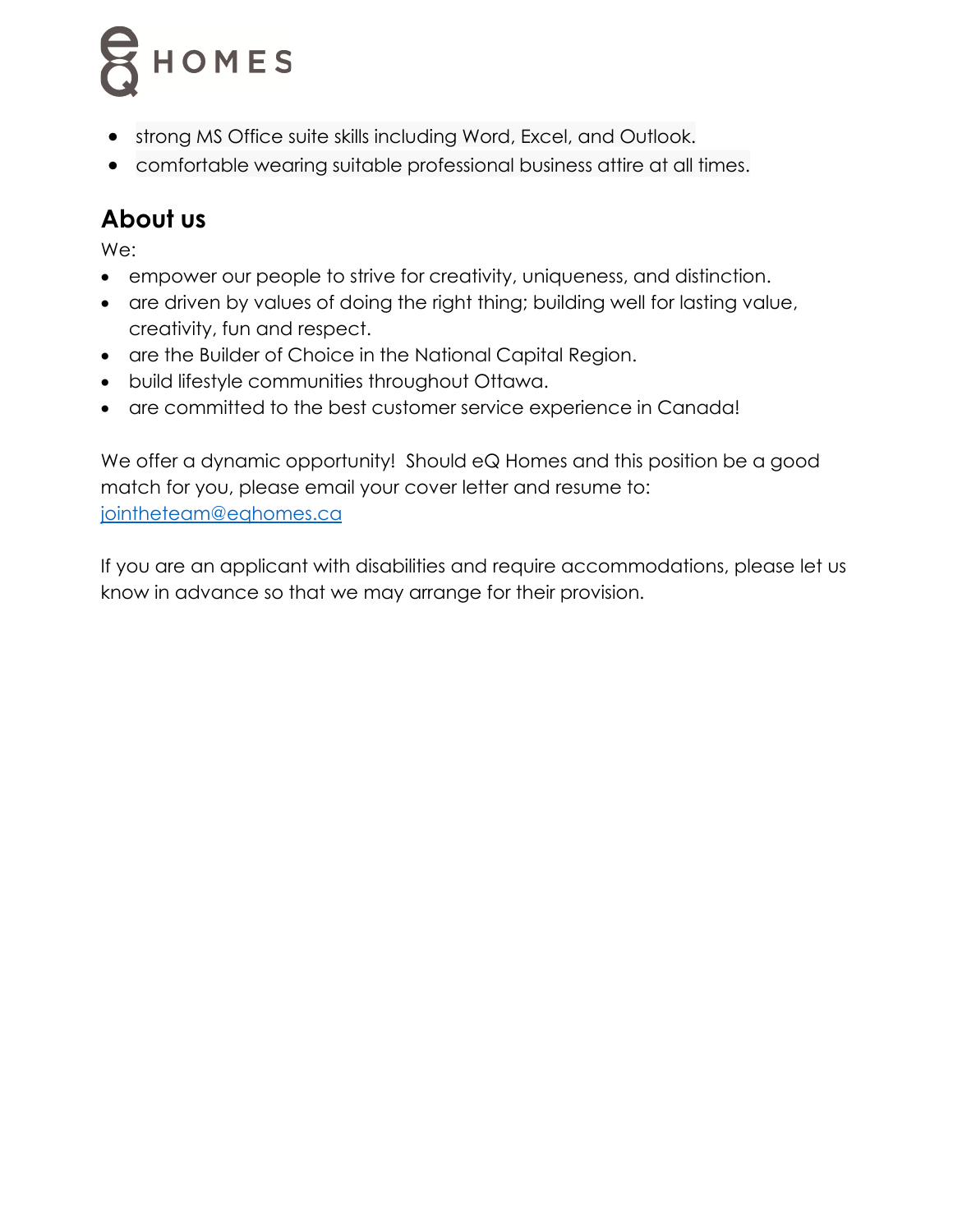- strong MS Office suite skills including Word, Excel, and Outlook.
- comfortable wearing suitable professional business attire at all times.

## About us

We:

- empower our people to strive for creativity, uniqueness, and distinction.
- are driven by values of doing the right thing; building well for lasting value, creativity, fun and respect.
- are the Builder of Choice in the National Capital Region.
- build lifestyle communities throughout Ottawa.
- are committed to the best customer service experience in Canada!

We offer a dynamic opportunity! Should eQ Homes and this position be a good match for you, please email your cover letter and resume to: [jointheteam@eqhomes.ca](mailto:jointheteam@eqhomes.ca)

If you are an applicant with disabilities and require accommodations, please let us know in advance so that we may arrange for their provision.